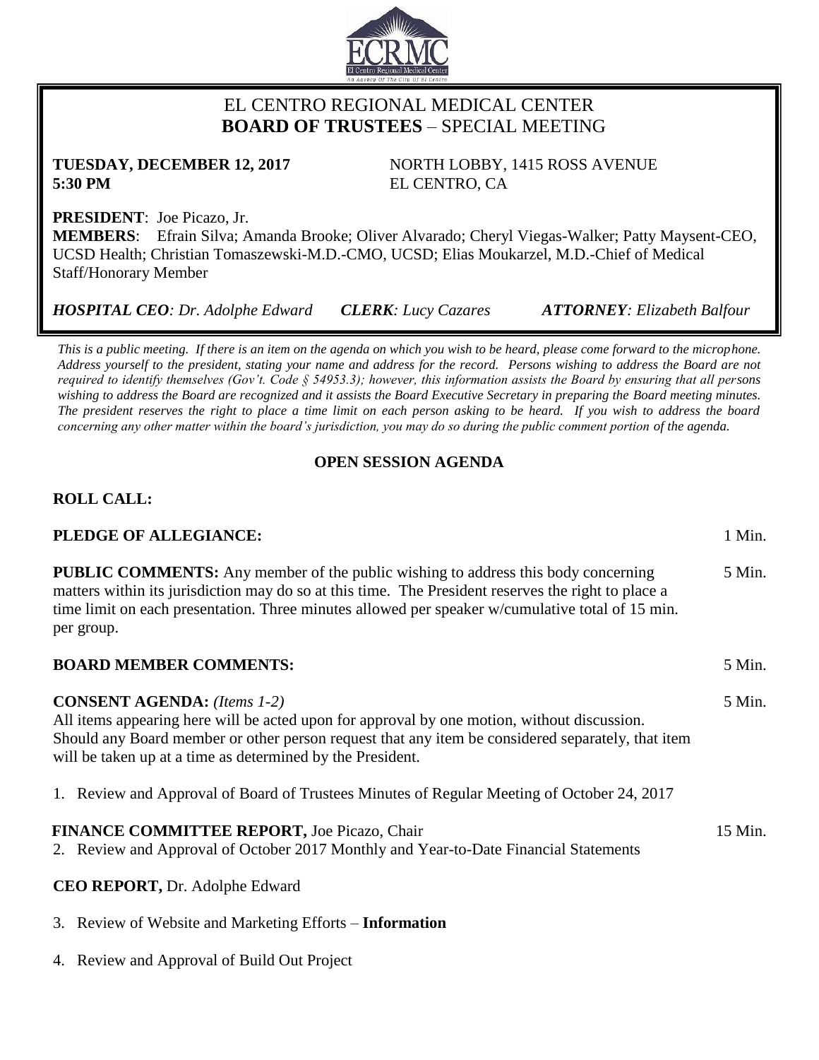# EL CENTRO REGIONAL MEDICAL CENTER
## **BOARD OF TRUSTEES** – SPECIAL MEETING

**TUESDAY, DECEMBER 12, 2017**
**5:30 PM**

NORTH LOBBY, 1415 ROSS AVENUE
EL CENTRO, CA

**PRESIDENT**: Joe Picazo, Jr.
**MEMBERS**: Efrain Silva; Amanda Brooke; Oliver Alvarado; Cheryl Viegas-Walker; Patty Maysent-CEO, UCSD Health; Christian Tomaszewski-M.D.-CMO, UCSD; Elias Moukarzel, M.D.-Chief of Medical Staff/Honorary Member

***HOSPITAL CEO**: Dr. Adolphe Edward* ***CLERK**: Lucy Cazares* ***ATTORNEY**: Elizabeth Balfour*

*This is a public meeting. If there is an item on the agenda on which you wish to be heard, please come forward to the microphone. Address yourself to the president, stating your name and address for the record. Persons wishing to address the Board are not required to identify themselves (Gov't. Code § 54953.3); however, this information assists the Board by ensuring that all persons wishing to address the Board are recognized and it assists the Board Executive Secretary in preparing the Board meeting minutes. The president reserves the right to place a time limit on each person asking to be heard. If you wish to address the board concerning any other matter within the board's jurisdiction, you may do so during the public comment portion of the agenda.*

**OPEN SESSION AGENDA**

**ROLL CALL:**

**PLEDGE OF ALLEGIANCE:** 1 Min.

**PUBLIC COMMENTS:** Any member of the public wishing to address this body concerning matters within its jurisdiction may do so at this time. The President reserves the right to place a time limit on each presentation. Three minutes allowed per speaker w/cumulative total of 15 min. per group. 5 Min.

**BOARD MEMBER COMMENTS:** 5 Min.

**CONSENT AGENDA:** *(Items 1-2)* 5 Min.
All items appearing here will be acted upon for approval by one motion, without discussion. Should any Board member or other person request that any item be considered separately, that item will be taken up at a time as determined by the President.

1. Review and Approval of Board of Trustees Minutes of Regular Meeting of October 24, 2017

**FINANCE COMMITTEE REPORT,** Joe Picazo, Chair 15 Min.

2. Review and Approval of October 2017 Monthly and Year-to-Date Financial Statements

**CEO REPORT,** Dr. Adolphe Edward

3. Review of Website and Marketing Efforts – **Information**
4. Review and Approval of Build Out Project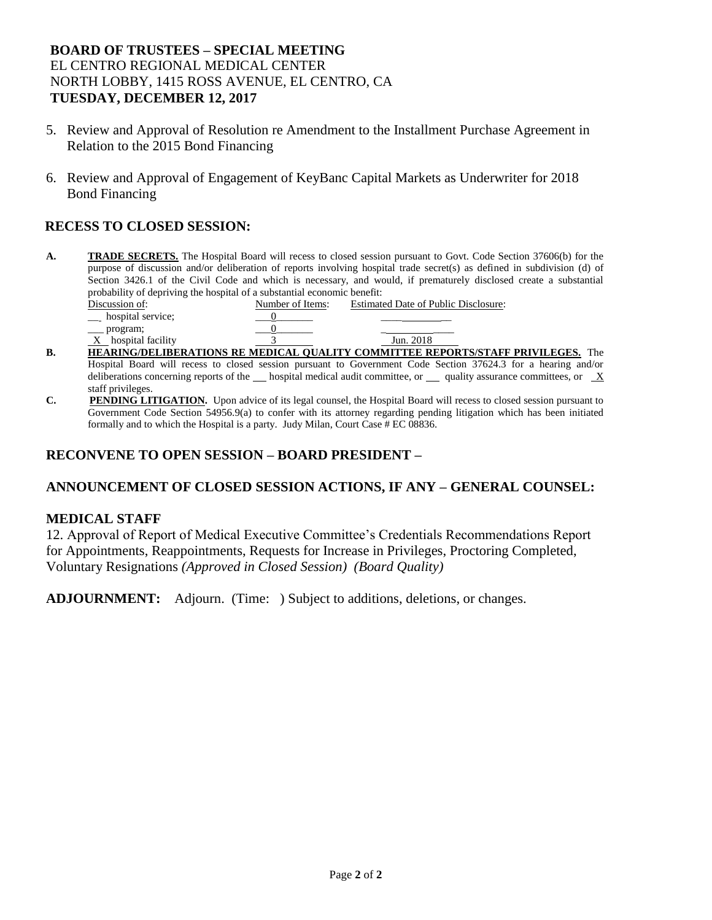**BOARD OF TRUSTEES – SPECIAL MEETING**
EL CENTRO REGIONAL MEDICAL CENTER
NORTH LOBBY, 1415 ROSS AVENUE, EL CENTRO, CA
**TUESDAY, DECEMBER 12, 2017**

5. Review and Approval of Resolution re Amendment to the Installment Purchase Agreement in Relation to the 2015 Bond Financing

6. Review and Approval of Engagement of KeyBanc Capital Markets as Underwriter for 2018 Bond Financing

## RECESS TO CLOSED SESSION:

**A.** **TRADE SECRETS.** The Hospital Board will recess to closed session pursuant to Govt. Code Section 37606(b) for the purpose of discussion and/or deliberation of reports involving hospital trade secret(s) as defined in subdivision (d) of Section 3426.1 of the Civil Code and which is necessary, and would, if prematurely disclosed create a substantial probability of depriving the hospital of a substantial economic benefit:

| Discussion of: | Number of Items: | Estimated Date of Public Disclosure: |
|---|---|---|
| __ hospital service; | 0 | |
| __ program; | 0 | |
| X hospital facility | 3 | Jun. 2018 |

**B.** **HEARING/DELIBERATIONS RE MEDICAL QUALITY COMMITTEE REPORTS/STAFF PRIVILEGES.** The Hospital Board will recess to closed session pursuant to Government Code Section 37624.3 for a hearing and/or deliberations concerning reports of the __ hospital medical audit committee, or __ quality assurance committees, or X staff privileges.

**C.** **PENDING LITIGATION.** Upon advice of its legal counsel, the Hospital Board will recess to closed session pursuant to Government Code Section 54956.9(a) to confer with its attorney regarding pending litigation which has been initiated formally and to which the Hospital is a party. Judy Milan, Court Case # EC 08836.

## RECONVENE TO OPEN SESSION – BOARD PRESIDENT –

## ANNOUNCEMENT OF CLOSED SESSION ACTIONS, IF ANY – GENERAL COUNSEL:

## MEDICAL STAFF

12. Approval of Report of Medical Executive Committee's Credentials Recommendations Report for Appointments, Reappointments, Requests for Increase in Privileges, Proctoring Completed, Voluntary Resignations *(Approved in Closed Session) (Board Quality)*

**ADJOURNMENT:** Adjourn. (Time: ) Subject to additions, deletions, or changes.